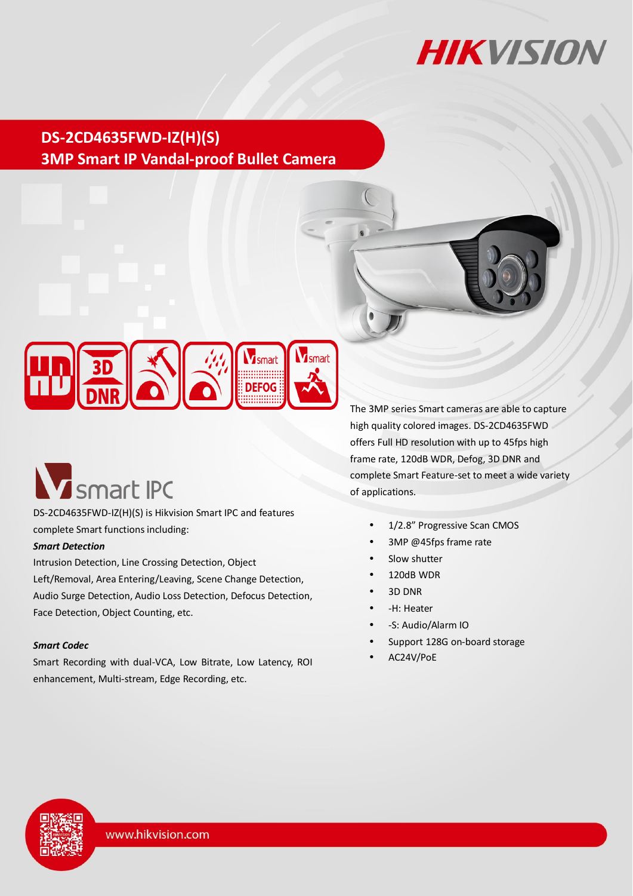# DS-2CD4635FWD-IZ(H)(S)
## 3MP Smart IP Vandal-proof Bullet Camera

The 3MP series Smart cameras are able to capture high quality colored images. DS-2CD4635FWD offers Full HD resolution with up to 45fps high frame rate, 120dB WDR, Defog, 3D DNR and complete Smart Feature-set to meet a wide variety of applications.

- 1/2.8" Progressive Scan CMOS
- 3MP @45fps frame rate
- Slow shutter
- 120dB WDR
- 3D DNR
- -H: Heater
- -S: Audio/Alarm IO
- Support 128G on-board storage
- AC24V/PoE

## smart IPC

DS-2CD4635FWD-IZ(H)(S) is Hikvision Smart IPC and features complete Smart functions including:

***Smart Detection***

Intrusion Detection, Line Crossing Detection, Object Left/Removal, Area Entering/Leaving, Scene Change Detection, Audio Surge Detection, Audio Loss Detection, Defocus Detection, Face Detection, Object Counting, etc.

***Smart Codec***

Smart Recording with dual-VCA, Low Bitrate, Low Latency, ROI enhancement, Multi-stream, Edge Recording, etc.

www.hikvision.com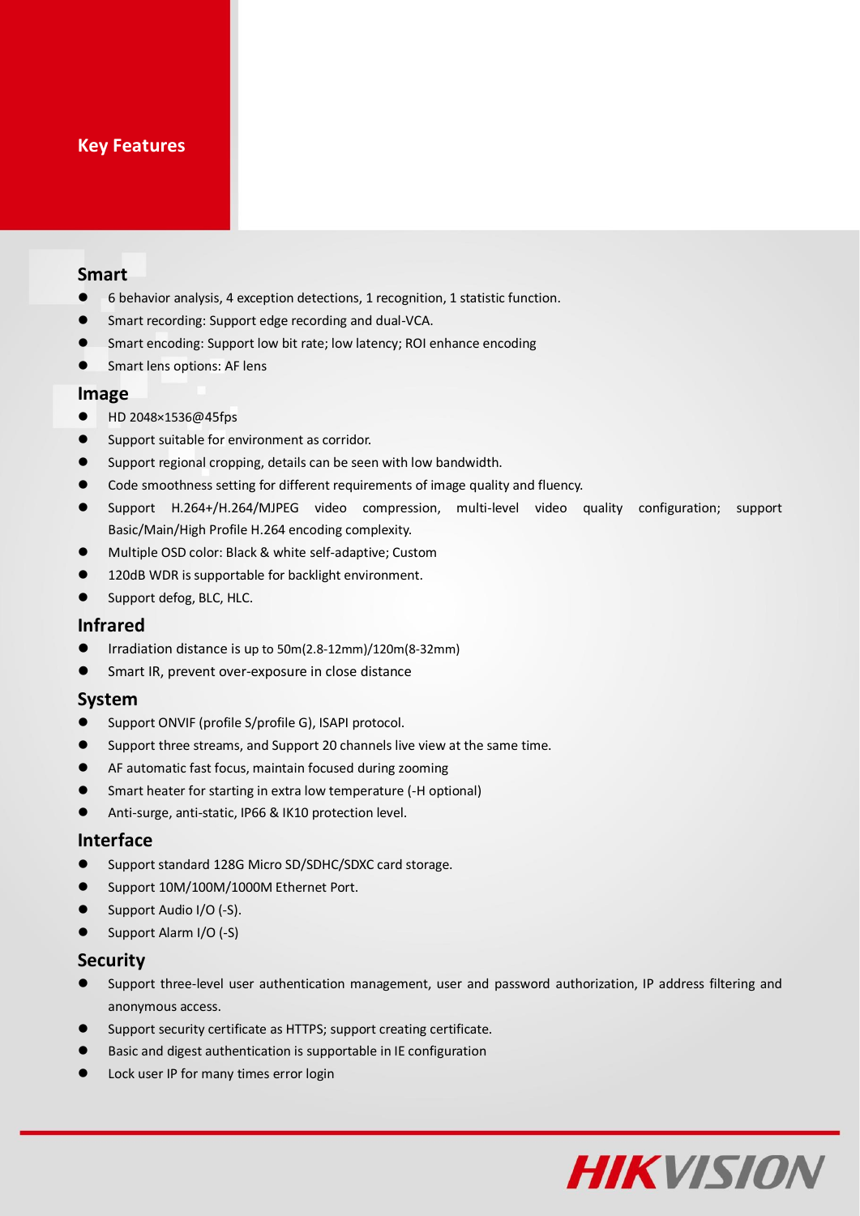## Key Features

### Smart

- 6 behavior analysis, 4 exception detections, 1 recognition, 1 statistic function.
- Smart recording: Support edge recording and dual-VCA.
- Smart encoding: Support low bit rate; low latency; ROI enhance encoding
- Smart lens options: AF lens

### Image

- HD 2048×1536@45fps
- Support suitable for environment as corridor.
- Support regional cropping, details can be seen with low bandwidth.
- Code smoothness setting for different requirements of image quality and fluency.
- Support H.264+/H.264/MJPEG video compression, multi-level video quality configuration; support Basic/Main/High Profile H.264 encoding complexity.
- Multiple OSD color: Black & white self-adaptive; Custom
- 120dB WDR is supportable for backlight environment.
- Support defog, BLC, HLC.

### Infrared

- Irradiation distance is up to 50m(2.8-12mm)/120m(8-32mm)
- Smart IR, prevent over-exposure in close distance

### System

- Support ONVIF (profile S/profile G), ISAPI protocol.
- Support three streams, and Support 20 channels live view at the same time.
- AF automatic fast focus, maintain focused during zooming
- Smart heater for starting in extra low temperature (-H optional)
- Anti-surge, anti-static, IP66 & IK10 protection level.

### Interface

- Support standard 128G Micro SD/SDHC/SDXC card storage.
- Support 10M/100M/1000M Ethernet Port.
- Support Audio I/O (-S).
- Support Alarm I/O (-S)

### Security

- Support three-level user authentication management, user and password authorization, IP address filtering and anonymous access.
- Support security certificate as HTTPS; support creating certificate.
- Basic and digest authentication is supportable in IE configuration
- Lock user IP for many times error login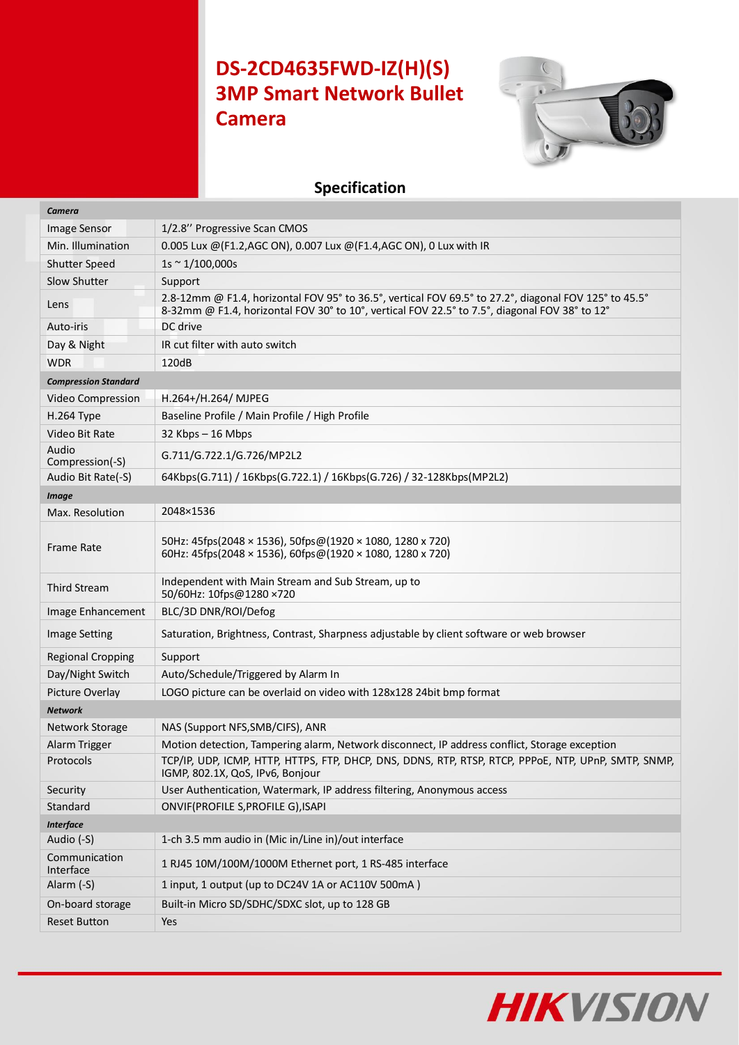# DS-2CD4635FWD-IZ(H)(S) 3MP Smart Network Bullet Camera

## Specification

| ***Camera*** | |
|---|---|
| Image Sensor | 1/2.8'' Progressive Scan CMOS |
| Min. Illumination | 0.005 Lux @(F1.2,AGC ON), 0.007 Lux @(F1.4,AGC ON), 0 Lux with IR |
| Shutter Speed | 1s ~ 1/100,000s |
| Slow Shutter | Support |
| Lens | 2.8-12mm @ F1.4, horizontal FOV 95° to 36.5°, vertical FOV 69.5° to 27.2°, diagonal FOV 125° to 45.5°<br>8-32mm @ F1.4, horizontal FOV 30° to 10°, vertical FOV 22.5° to 7.5°, diagonal FOV 38° to 12° |
| Auto-iris | DC drive |
| Day & Night | IR cut filter with auto switch |
| WDR | 120dB |
| ***Compression Standard*** | |
| Video Compression | H.264+/H.264/ MJPEG |
| H.264 Type | Baseline Profile / Main Profile / High Profile |
| Video Bit Rate | 32 Kbps – 16 Mbps |
| Audio Compression(-S) | G.711/G.722.1/G.726/MP2L2 |
| Audio Bit Rate(-S) | 64Kbps(G.711) / 16Kbps(G.722.1) / 16Kbps(G.726) / 32-128Kbps(MP2L2) |
| ***Image*** | |
| Max. Resolution | 2048×1536 |
| Frame Rate | 50Hz: 45fps(2048 × 1536), 50fps@(1920 × 1080, 1280 x 720)<br>60Hz: 45fps(2048 × 1536), 60fps@(1920 × 1080, 1280 x 720) |
| Third Stream | Independent with Main Stream and Sub Stream, up to<br>50/60Hz: 10fps@1280 ×720 |
| Image Enhancement | BLC/3D DNR/ROI/Defog |
| Image Setting | Saturation, Brightness, Contrast, Sharpness adjustable by client software or web browser |
| Regional Cropping | Support |
| Day/Night Switch | Auto/Schedule/Triggered by Alarm In |
| Picture Overlay | LOGO picture can be overlaid on video with 128x128 24bit bmp format |
| ***Network*** | |
| Network Storage | NAS (Support NFS,SMB/CIFS), ANR |
| Alarm Trigger | Motion detection, Tampering alarm, Network disconnect, IP address conflict, Storage exception |
| Protocols | TCP/IP, UDP, ICMP, HTTP, HTTPS, FTP, DHCP, DNS, DDNS, RTP, RTSP, RTCP, PPPoE, NTP, UPnP, SMTP, SNMP, IGMP, 802.1X, QoS, IPv6, Bonjour |
| Security | User Authentication, Watermark, IP address filtering, Anonymous access |
| Standard | ONVIF(PROFILE S,PROFILE G),ISAPI |
| ***Interface*** | |
| Audio (-S) | 1-ch 3.5 mm audio in (Mic in/Line in)/out interface |
| Communication Interface | 1 RJ45 10M/100M/1000M Ethernet port, 1 RS-485 interface |
| Alarm (-S) | 1 input, 1 output (up to DC24V 1A or AC110V 500mA ) |
| On-board storage | Built-in Micro SD/SDHC/SDXC slot, up to 128 GB |
| Reset Button | Yes |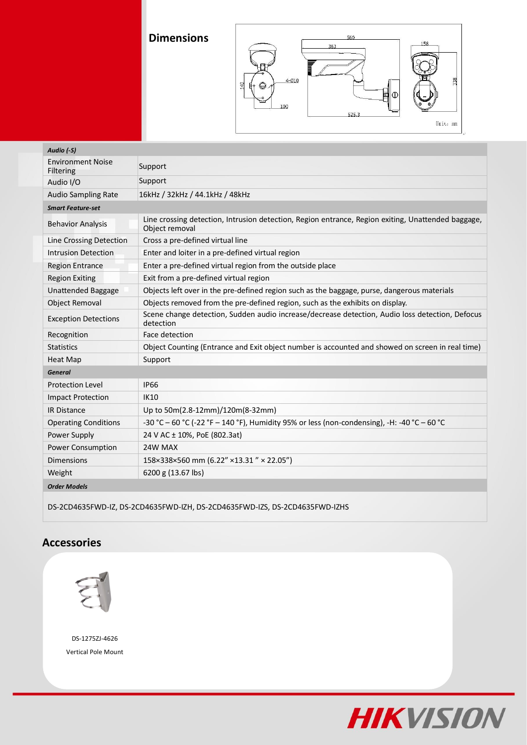## Dimensions

560
363
158
140
4-Ø10
100
525.3
338
Unit: mm

| | |
|---|---|
| ***Audio (-S)*** | |
| Environment Noise Filtering | Support |
| Audio I/O | Support |
| Audio Sampling Rate | 16kHz / 32kHz / 44.1kHz / 48kHz |
| ***Smart Feature-set*** | |
| Behavior Analysis | Line crossing detection, Intrusion detection, Region entrance, Region exiting, Unattended baggage, Object removal |
| Line Crossing Detection | Cross a pre-defined virtual line |
| Intrusion Detection | Enter and loiter in a pre-defined virtual region |
| Region Entrance | Enter a pre-defined virtual region from the outside place |
| Region Exiting | Exit from a pre-defined virtual region |
| Unattended Baggage | Objects left over in the pre-defined region such as the baggage, purse, dangerous materials |
| Object Removal | Objects removed from the pre-defined region, such as the exhibits on display. |
| Exception Detections | Scene change detection, Sudden audio increase/decrease detection, Audio loss detection, Defocus detection |
| Recognition | Face detection |
| Statistics | Object Counting (Entrance and Exit object number is accounted and showed on screen in real time) |
| Heat Map | Support |
| ***General*** | |
| Protection Level | IP66 |
| Impact Protection | IK10 |
| IR Distance | Up to 50m(2.8-12mm)/120m(8-32mm) |
| Operating Conditions | -30 °C – 60 °C (-22 °F – 140 °F), Humidity 95% or less (non-condensing), -H: -40 °C – 60 °C |
| Power Supply | 24 V AC ± 10%, PoE (802.3at) |
| Power Consumption | 24W MAX |
| Dimensions | 158×338×560 mm (6.22” ×13.31 ” × 22.05”) |
| Weight | 6200 g (13.67 lbs) |
| ***Order Models*** | |
| DS-2CD4635FWD-IZ, DS-2CD4635FWD-IZH, DS-2CD4635FWD-IZS, DS-2CD4635FWD-IZHS | |

## Accessories

DS-1275ZJ-4626

Vertical Pole Mount